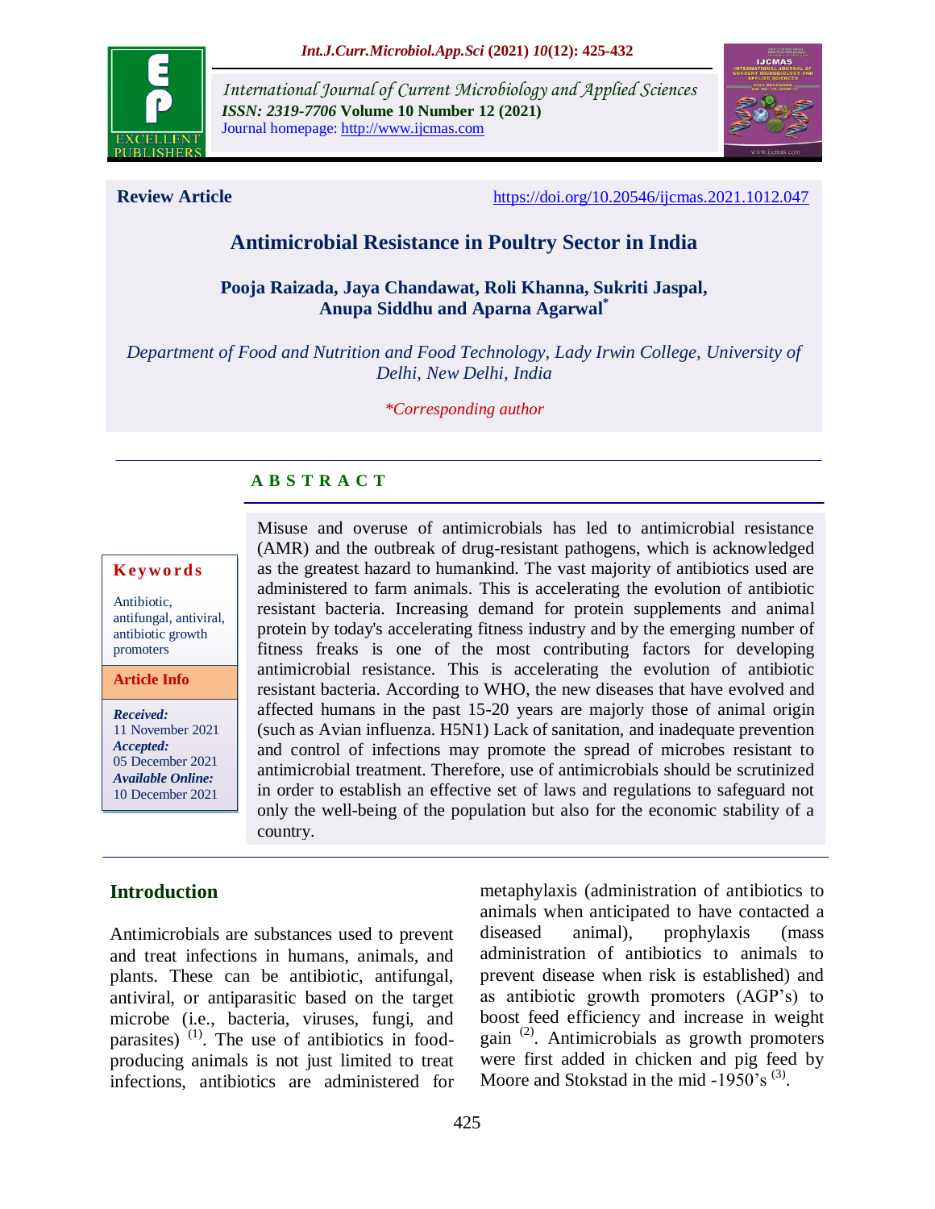*International Journal of Current Microbiology and Applied Sciences*
***ISSN: 2319-7706*** **Volume 10 Number 12 (2021)**
Journal homepage: http://www.ijcmas.com

**Review Article** https://doi.org/10.20546/ijcmas.2021.1012.047

# Antimicrobial Resistance in Poultry Sector in India

**Pooja Raizada, Jaya Chandawat, Roli Khanna, Sukriti Jaspal, Anupa Siddhu and Aparna Agarwal***

*Department of Food and Nutrition and Food Technology, Lady Irwin College, University of Delhi, New Delhi, India*

**Corresponding author*

## ABSTRACT

**Keywords**

Antibiotic, antifungal, antiviral, antibiotic growth promoters

**Article Info**

***Received:*** 11 November 2021
***Accepted:*** 05 December 2021
***Available Online:*** 10 December 2021

Misuse and overuse of antimicrobials has led to antimicrobial resistance (AMR) and the outbreak of drug-resistant pathogens, which is acknowledged as the greatest hazard to humankind. The vast majority of antibiotics used are administered to farm animals. This is accelerating the evolution of antibiotic resistant bacteria. Increasing demand for protein supplements and animal protein by today's accelerating fitness industry and by the emerging number of fitness freaks is one of the most contributing factors for developing antimicrobial resistance. This is accelerating the evolution of antibiotic resistant bacteria. According to WHO, the new diseases that have evolved and affected humans in the past 15-20 years are majorly those of animal origin (such as Avian influenza. H5N1) Lack of sanitation, and inadequate prevention and control of infections may promote the spread of microbes resistant to antimicrobial treatment. Therefore, use of antimicrobials should be scrutinized in order to establish an effective set of laws and regulations to safeguard not only the well-being of the population but also for the economic stability of a country.

## Introduction

Antimicrobials are substances used to prevent and treat infections in humans, animals, and plants. These can be antibiotic, antifungal, antiviral, or antiparasitic based on the target microbe (i.e., bacteria, viruses, fungi, and parasites) [(1)]. The use of antibiotics in food-producing animals is not just limited to treat infections, antibiotics are administered for metaphylaxis (administration of antibiotics to animals when anticipated to have contacted a diseased animal), prophylaxis (mass administration of antibiotics to animals to prevent disease when risk is established) and as antibiotic growth promoters (AGP's) to boost feed efficiency and increase in weight gain [(2)]. Antimicrobials as growth promoters were first added in chicken and pig feed by Moore and Stokstad in the mid -1950's [(3)].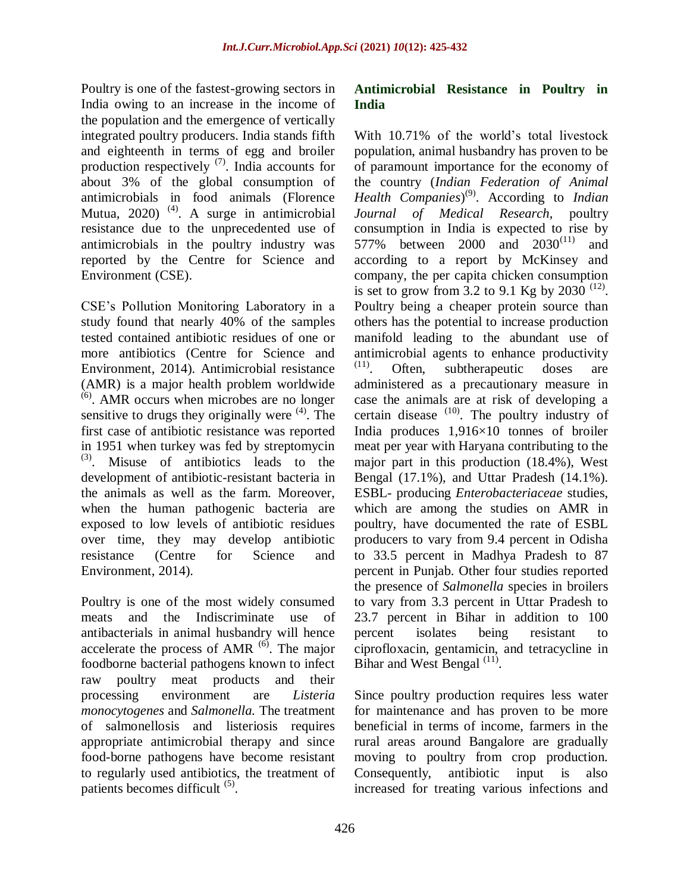Poultry is one of the fastest-growing sectors in India owing to an increase in the income of the population and the emergence of vertically integrated poultry producers. India stands fifth and eighteenth in terms of egg and broiler production respectively [7]. India accounts for about 3% of the global consumption of antimicrobials in food animals (Florence Mutua, 2020) [4]. A surge in antimicrobial resistance due to the unprecedented use of antimicrobials in the poultry industry was reported by the Centre for Science and Environment (CSE).

CSE's Pollution Monitoring Laboratory in a study found that nearly 40% of the samples tested contained antibiotic residues of one or more antibiotics (Centre for Science and Environment, 2014). Antimicrobial resistance (AMR) is a major health problem worldwide [6]. AMR occurs when microbes are no longer sensitive to drugs they originally were [4]. The first case of antibiotic resistance was reported in 1951 when turkey was fed by streptomycin [3]. Misuse of antibiotics leads to the development of antibiotic-resistant bacteria in the animals as well as the farm. Moreover, when the human pathogenic bacteria are exposed to low levels of antibiotic residues over time, they may develop antibiotic resistance (Centre for Science and Environment, 2014).

Poultry is one of the most widely consumed meats and the Indiscriminate use of antibacterials in animal husbandry will hence accelerate the process of AMR [6]. The major foodborne bacterial pathogens known to infect raw poultry meat products and their processing environment are *Listeria monocytogenes* and *Salmonella.* The treatment of salmonellosis and listeriosis requires appropriate antimicrobial therapy and since food-borne pathogens have become resistant to regularly used antibiotics, the treatment of patients becomes difficult [5].

## Antimicrobial Resistance in Poultry in India

With 10.71% of the world's total livestock population, animal husbandry has proven to be of paramount importance for the economy of the country (*Indian Federation of Animal Health Companies*)[9]. According to *Indian Journal of Medical Research*, poultry consumption in India is expected to rise by 577% between 2000 and 2030[11] and according to a report by McKinsey and company, the per capita chicken consumption is set to grow from 3.2 to 9.1 Kg by 2030 [12]. Poultry being a cheaper protein source than others has the potential to increase production manifold leading to the abundant use of antimicrobial agents to enhance productivity [11]. Often, subtherapeutic doses are administered as a precautionary measure in case the animals are at risk of developing a certain disease [10]. The poultry industry of India produces 1,916×10 tonnes of broiler meat per year with Haryana contributing to the major part in this production (18.4%), West Bengal (17.1%), and Uttar Pradesh (14.1%). ESBL- producing *Enterobacteriaceae* studies, which are among the studies on AMR in poultry, have documented the rate of ESBL producers to vary from 9.4 percent in Odisha to 33.5 percent in Madhya Pradesh to 87 percent in Punjab. Other four studies reported the presence of *Salmonella* species in broilers to vary from 3.3 percent in Uttar Pradesh to 23.7 percent in Bihar in addition to 100 percent isolates being resistant to ciprofloxacin, gentamicin, and tetracycline in Bihar and West Bengal [11].

Since poultry production requires less water for maintenance and has proven to be more beneficial in terms of income, farmers in the rural areas around Bangalore are gradually moving to poultry from crop production. Consequently, antibiotic input is also increased for treating various infections and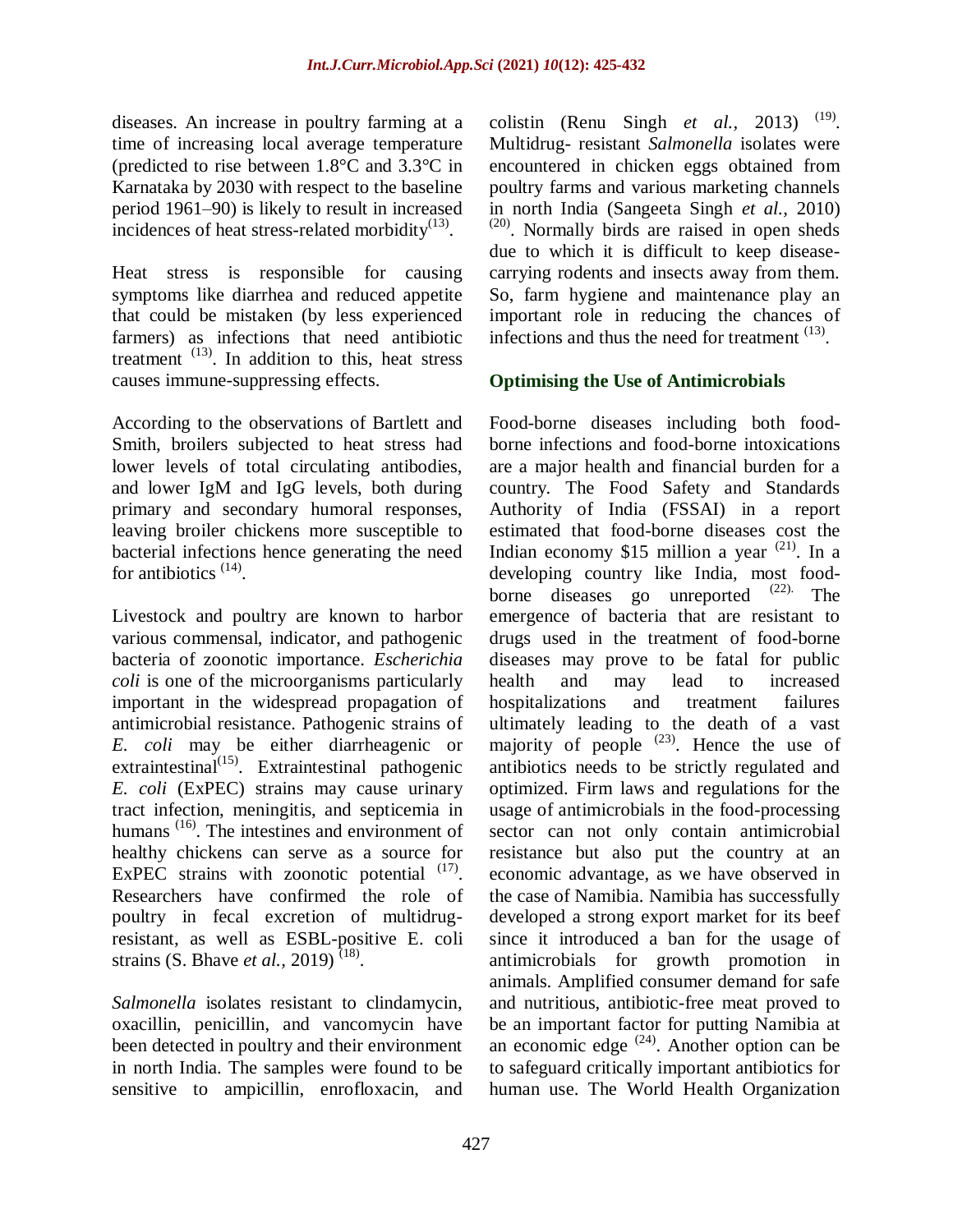diseases. An increase in poultry farming at a time of increasing local average temperature (predicted to rise between 1.8°C and 3.3°C in Karnataka by 2030 with respect to the baseline period 1961–90) is likely to result in increased incidences of heat stress-related morbidity[13].

Heat stress is responsible for causing symptoms like diarrhea and reduced appetite that could be mistaken (by less experienced farmers) as infections that need antibiotic treatment [13]. In addition to this, heat stress causes immune-suppressing effects.

According to the observations of Bartlett and Smith, broilers subjected to heat stress had lower levels of total circulating antibodies, and lower IgM and IgG levels, both during primary and secondary humoral responses, leaving broiler chickens more susceptible to bacterial infections hence generating the need for antibiotics [14].

Livestock and poultry are known to harbor various commensal, indicator, and pathogenic bacteria of zoonotic importance. *Escherichia coli* is one of the microorganisms particularly important in the widespread propagation of antimicrobial resistance. Pathogenic strains of *E. coli* may be either diarrheagenic or extraintestinal[15]. Extraintestinal pathogenic *E. coli* (ExPEC) strains may cause urinary tract infection, meningitis, and septicemia in humans [16]. The intestines and environment of healthy chickens can serve as a source for ExPEC strains with zoonotic potential [17]. Researchers have confirmed the role of poultry in fecal excretion of multidrug-resistant, as well as ESBL-positive E. coli strains (S. Bhave *et al.,* 2019) [18].

*Salmonella* isolates resistant to clindamycin, oxacillin, penicillin, and vancomycin have been detected in poultry and their environment in north India. The samples were found to be sensitive to ampicillin, enrofloxacin, and colistin (Renu Singh *et al.,* 2013) [19]. Multidrug- resistant *Salmonella* isolates were encountered in chicken eggs obtained from poultry farms and various marketing channels in north India (Sangeeta Singh *et al.,* 2010) [20]. Normally birds are raised in open sheds due to which it is difficult to keep disease-carrying rodents and insects away from them. So, farm hygiene and maintenance play an important role in reducing the chances of infections and thus the need for treatment [13].

## Optimising the Use of Antimicrobials

Food-borne diseases including both food-borne infections and food-borne intoxications are a major health and financial burden for a country. The Food Safety and Standards Authority of India (FSSAI) in a report estimated that food-borne diseases cost the Indian economy $15 million a year [21]. In a developing country like India, most food-borne diseases go unreported [22]. The emergence of bacteria that are resistant to drugs used in the treatment of food-borne diseases may prove to be fatal for public health and may lead to increased hospitalizations and treatment failures ultimately leading to the death of a vast majority of people [23]. Hence the use of antibiotics needs to be strictly regulated and optimized. Firm laws and regulations for the usage of antimicrobials in the food-processing sector can not only contain antimicrobial resistance but also put the country at an economic advantage, as we have observed in the case of Namibia. Namibia has successfully developed a strong export market for its beef since it introduced a ban for the usage of antimicrobials for growth promotion in animals. Amplified consumer demand for safe and nutritious, antibiotic-free meat proved to be an important factor for putting Namibia at an economic edge [24]. Another option can be to safeguard critically important antibiotics for human use. The World Health Organization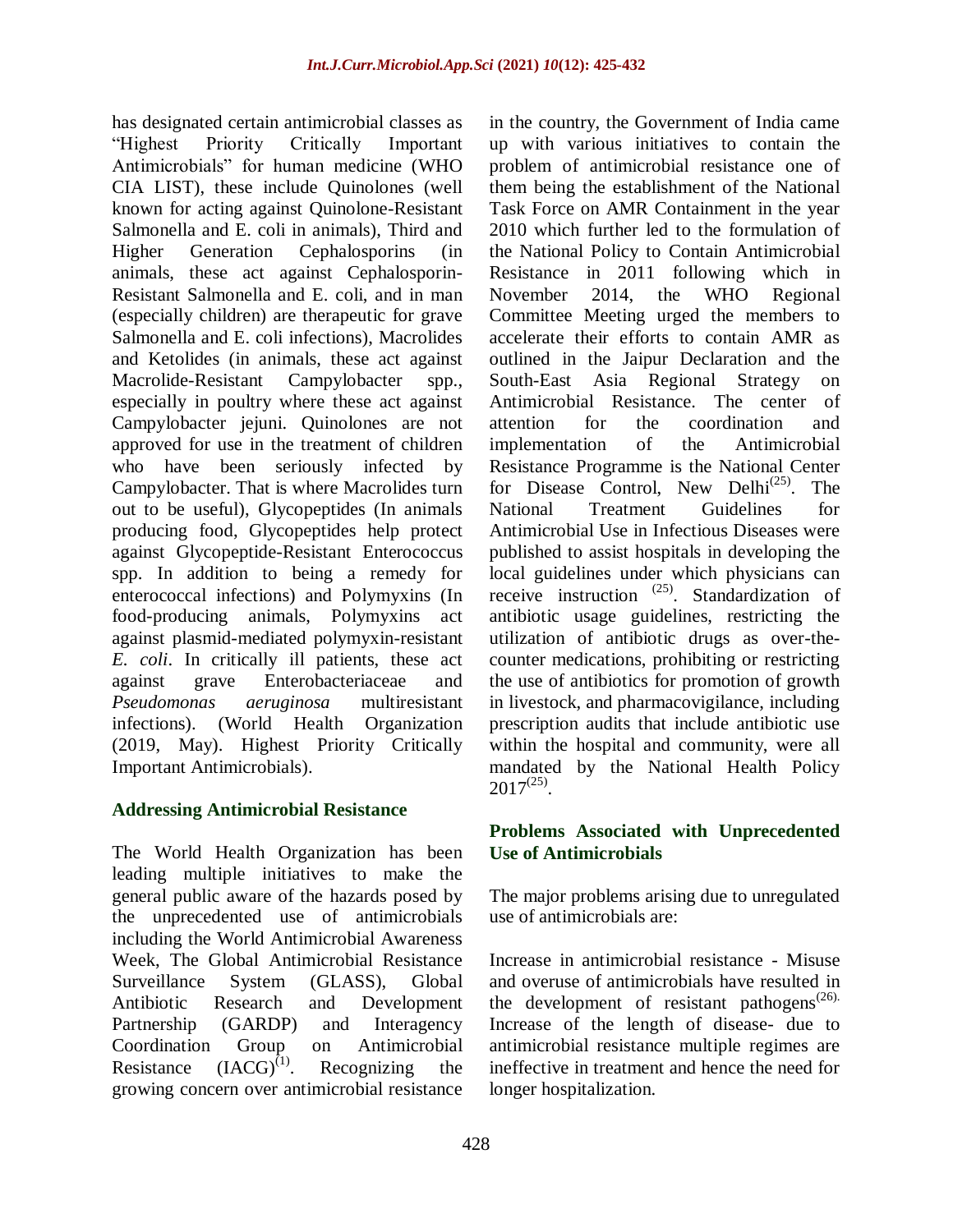has designated certain antimicrobial classes as "Highest Priority Critically Important Antimicrobials" for human medicine (WHO CIA LIST), these include Quinolones (well known for acting against Quinolone-Resistant Salmonella and E. coli in animals), Third and Higher Generation Cephalosporins (in animals, these act against Cephalosporin-Resistant Salmonella and E. coli, and in man (especially children) are therapeutic for grave Salmonella and E. coli infections), Macrolides and Ketolides (in animals, these act against Macrolide-Resistant Campylobacter spp., especially in poultry where these act against Campylobacter jejuni. Quinolones are not approved for use in the treatment of children who have been seriously infected by Campylobacter. That is where Macrolides turn out to be useful), Glycopeptides (In animals producing food, Glycopeptides help protect against Glycopeptide-Resistant Enterococcus spp. In addition to being a remedy for enterococcal infections) and Polymyxins (In food-producing animals, Polymyxins act against plasmid-mediated polymyxin-resistant *E. coli*. In critically ill patients, these act against grave Enterobacteriaceae and *Pseudomonas aeruginosa* multiresistant infections). (World Health Organization (2019, May). Highest Priority Critically Important Antimicrobials).

### Addressing Antimicrobial Resistance

The World Health Organization has been leading multiple initiatives to make the general public aware of the hazards posed by the unprecedented use of antimicrobials including the World Antimicrobial Awareness Week, The Global Antimicrobial Resistance Surveillance System (GLASS), Global Antibiotic Research and Development Partnership (GARDP) and Interagency Coordination Group on Antimicrobial Resistance (IACG)[1]. Recognizing the growing concern over antimicrobial resistance in the country, the Government of India came up with various initiatives to contain the problem of antimicrobial resistance one of them being the establishment of the National Task Force on AMR Containment in the year 2010 which further led to the formulation of the National Policy to Contain Antimicrobial Resistance in 2011 following which in November 2014, the WHO Regional Committee Meeting urged the members to accelerate their efforts to contain AMR as outlined in the Jaipur Declaration and the South-East Asia Regional Strategy on Antimicrobial Resistance. The center of attention for the coordination and implementation of the Antimicrobial Resistance Programme is the National Center for Disease Control, New Delhi[25]. The National Treatment Guidelines for Antimicrobial Use in Infectious Diseases were published to assist hospitals in developing the local guidelines under which physicians can receive instruction [25]. Standardization of antibiotic usage guidelines, restricting the utilization of antibiotic drugs as over-the-counter medications, prohibiting or restricting the use of antibiotics for promotion of growth in livestock, and pharmacovigilance, including prescription audits that include antibiotic use within the hospital and community, were all mandated by the National Health Policy 2017[25].

### Problems Associated with Unprecedented Use of Antimicrobials

The major problems arising due to unregulated use of antimicrobials are:

Increase in antimicrobial resistance - Misuse and overuse of antimicrobials have resulted in the development of resistant pathogens[26].

Increase of the length of disease- due to antimicrobial resistance multiple regimes are ineffective in treatment and hence the need for longer hospitalization.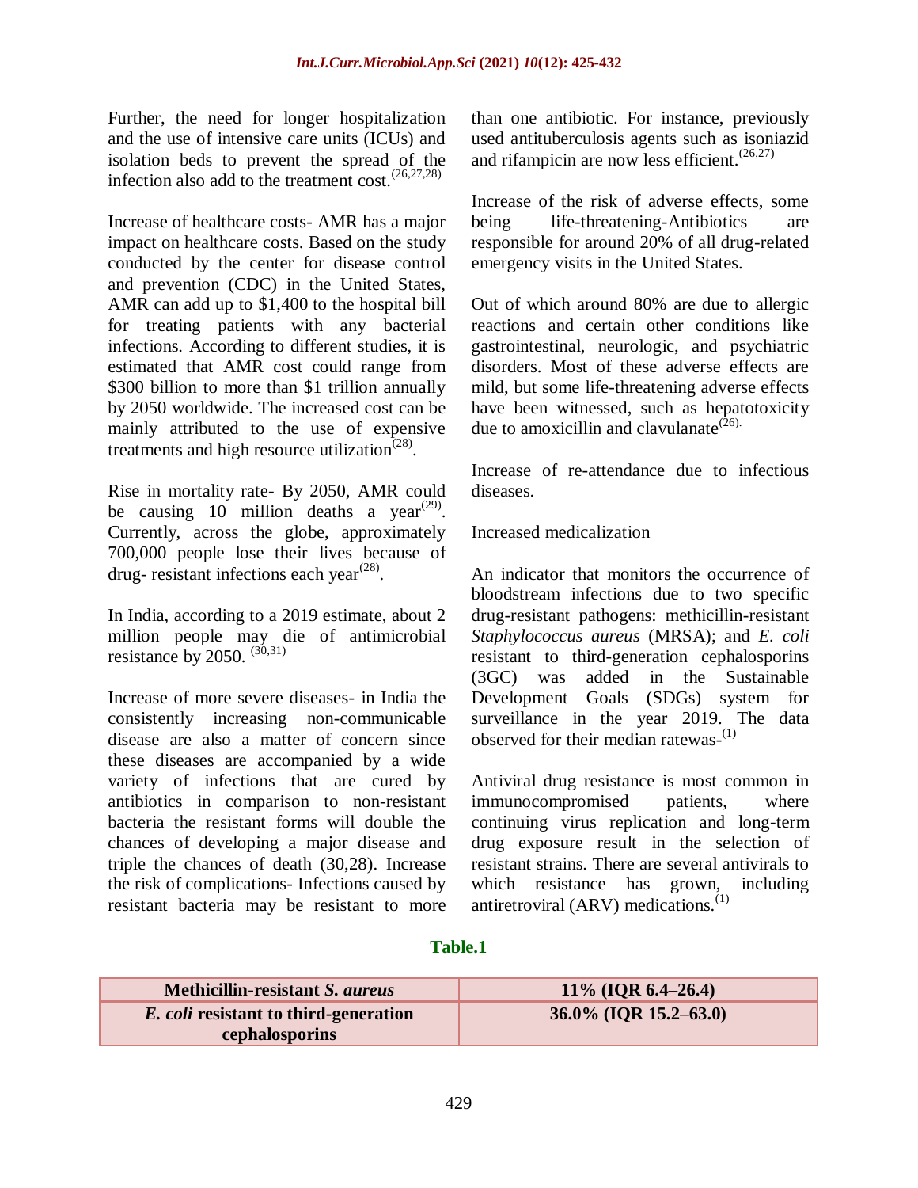Further, the need for longer hospitalization and the use of intensive care units (ICUs) and isolation beds to prevent the spread of the infection also add to the treatment cost.[26,27,28]

Increase of healthcare costs- AMR has a major impact on healthcare costs. Based on the study conducted by the center for disease control and prevention (CDC) in the United States, AMR can add up to $1,400 to the hospital bill for treating patients with any bacterial infections. According to different studies, it is estimated that AMR cost could range from $300 billion to more than $1 trillion annually by 2050 worldwide. The increased cost can be mainly attributed to the use of expensive treatments and high resource utilization[28].

Rise in mortality rate- By 2050, AMR could be causing 10 million deaths a year[29]. Currently, across the globe, approximately 700,000 people lose their lives because of drug- resistant infections each year[28].

In India, according to a 2019 estimate, about 2 million people may die of antimicrobial resistance by 2050. [30,31]

Increase of more severe diseases- in India the consistently increasing non-communicable disease are also a matter of concern since these diseases are accompanied by a wide variety of infections that are cured by antibiotics in comparison to non-resistant bacteria the resistant forms will double the chances of developing a major disease and triple the chances of death (30,28). Increase the risk of complications- Infections caused by resistant bacteria may be resistant to more than one antibiotic. For instance, previously used antituberculosis agents such as isoniazid and rifampicin are now less efficient.[26,27]

Increase of the risk of adverse effects, some being life-threatening-Antibiotics are responsible for around 20% of all drug-related emergency visits in the United States.

Out of which around 80% are due to allergic reactions and certain other conditions like gastrointestinal, neurologic, and psychiatric disorders. Most of these adverse effects are mild, but some life-threatening adverse effects have been witnessed, such as hepatotoxicity due to amoxicillin and clavulanate[26].

Increase of re-attendance due to infectious diseases.

Increased medicalization

An indicator that monitors the occurrence of bloodstream infections due to two specific drug-resistant pathogens: methicillin-resistant *Staphylococcus aureus* (MRSA); and *E. coli* resistant to third-generation cephalosporins (3GC) was added in the Sustainable Development Goals (SDGs) system for surveillance in the year 2019. The data observed for their median ratewas-[1]

Antiviral drug resistance is most common in immunocompromised patients, where continuing virus replication and long-term drug exposure result in the selection of resistant strains. There are several antivirals to which resistance has grown, including antiretroviral (ARV) medications.[1]

**Table.1**

| **Methicillin-resistant *S. aureus*** | **11% (IQR 6.4–26.4)** |
|---|---|
| ***E. coli* resistant to third-generation cephalosporins** | **36.0% (IQR 15.2–63.0)** |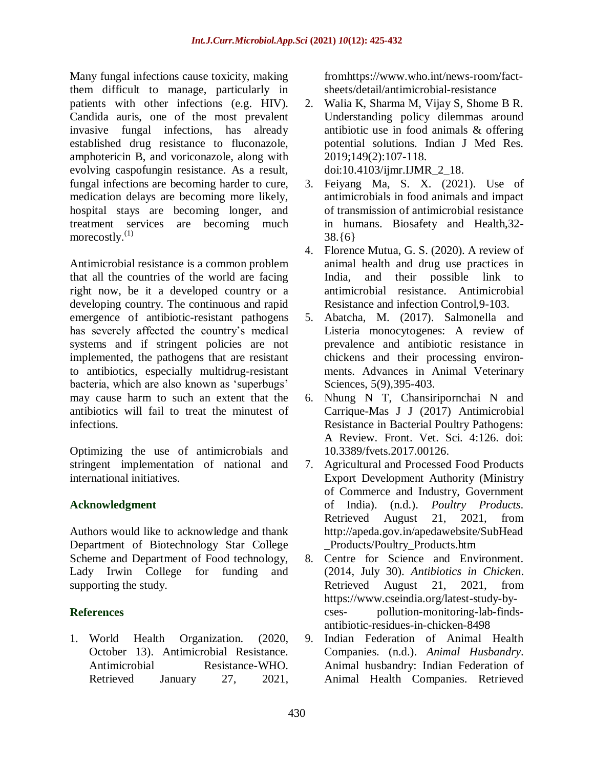Many fungal infections cause toxicity, making them difficult to manage, particularly in patients with other infections (e.g. HIV). Candida auris, one of the most prevalent invasive fungal infections, has already established drug resistance to fluconazole, amphotericin B, and voriconazole, along with evolving caspofungin resistance. As a result, fungal infections are becoming harder to cure, medication delays are becoming more likely, hospital stays are becoming longer, and treatment services are becoming much morecostly.[1]

Antimicrobial resistance is a common problem that all the countries of the world are facing right now, be it a developed country or a developing country. The continuous and rapid emergence of antibiotic-resistant pathogens has severely affected the country's medical systems and if stringent policies are not implemented, the pathogens that are resistant to antibiotics, especially multidrug-resistant bacteria, which are also known as 'superbugs' may cause harm to such an extent that the antibiotics will fail to treat the minutest of infections.

Optimizing the use of antimicrobials and stringent implementation of national and international initiatives.

## Acknowledgment

Authors would like to acknowledge and thank Department of Biotechnology Star College Scheme and Department of Food technology, Lady Irwin College for funding and supporting the study.

## References

1. World Health Organization. (2020, October 13). Antimicrobial Resistance. Antimicrobial Resistance-WHO. Retrieved January 27, 2021, fromhttps://www.who.int/news-room/fact-sheets/detail/antimicrobial-resistance
2. Walia K, Sharma M, Vijay S, Shome B R. Understanding policy dilemmas around antibiotic use in food animals & offering potential solutions. Indian J Med Res. 2019;149(2):107-118. doi:10.4103/ijmr.IJMR_2_18.
3. Feiyang Ma, S. X. (2021). Use of antimicrobials in food animals and impact of transmission of antimicrobial resistance in humans. Biosafety and Health,32-38.{6}
4. Florence Mutua, G. S. (2020). A review of animal health and drug use practices in India, and their possible link to antimicrobial resistance. Antimicrobial Resistance and infection Control,9-103.
5. Abatcha, M. (2017). Salmonella and Listeria monocytogenes: A review of prevalence and antibiotic resistance in chickens and their processing environments. Advances in Animal Veterinary Sciences, 5(9),395-403.
6. Nhung N T, Chansiripornchai N and Carrique-Mas J J (2017) Antimicrobial Resistance in Bacterial Poultry Pathogens: A Review. Front. Vet. Sci. 4:126. doi: 10.3389/fvets.2017.00126.
7. Agricultural and Processed Food Products Export Development Authority (Ministry of Commerce and Industry, Government of India). (n.d.). *Poultry Products*. Retrieved August 21, 2021, from http://apeda.gov.in/apedawebsite/SubHead_Products/Poultry_Products.htm
8. Centre for Science and Environment. (2014, July 30). *Antibiotics in Chicken*. Retrieved August 21, 2021, from https://www.cseindia.org/latest-study-by-cses- pollution-monitoring-lab-finds-antibiotic-residues-in-chicken-8498
9. Indian Federation of Animal Health Companies. (n.d.). *Animal Husbandry*. Animal husbandry: Indian Federation of Animal Health Companies. Retrieved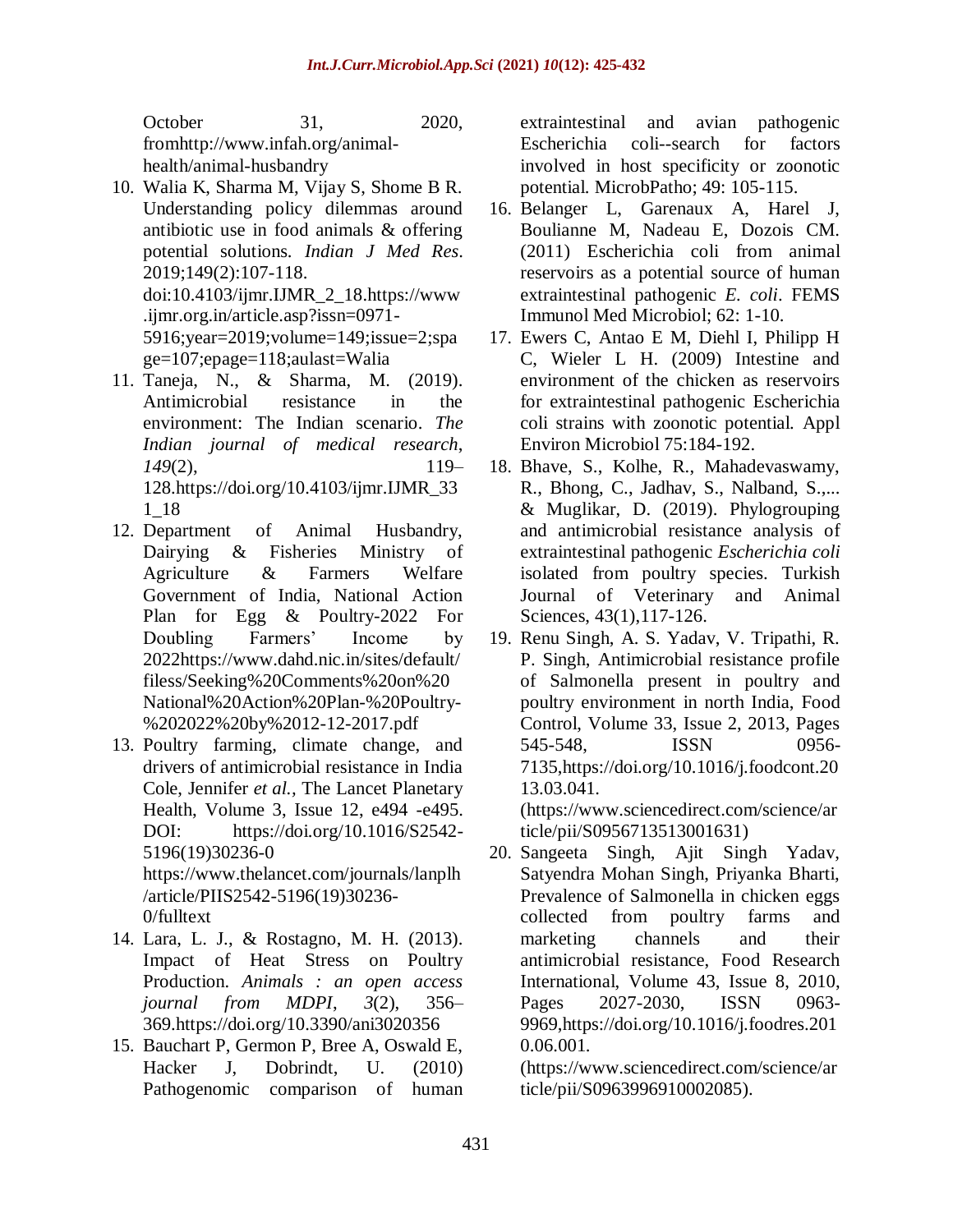October 31, 2020, fromhttp://www.infah.org/animal-health/animal-husbandry

10. Walia K, Sharma M, Vijay S, Shome B R. Understanding policy dilemmas around antibiotic use in food animals & offering potential solutions. *Indian J Med Res*. 2019;149(2):107-118. doi:10.4103/ijmr.IJMR_2_18.https://www.ijmr.org.in/article.asp?issn=0971-5916;year=2019;volume=149;issue=2;spage=107;epage=118;aulast=Walia
11. Taneja, N., & Sharma, M. (2019). Antimicrobial resistance in the environment: The Indian scenario. *The Indian journal of medical research*, *149*(2), 119–128.https://doi.org/10.4103/ijmr.IJMR_331_18
12. Department of Animal Husbandry, Dairying & Fisheries Ministry of Agriculture & Farmers Welfare Government of India, National Action Plan for Egg & Poultry-2022 For Doubling Farmers' Income by 2022https://www.dahd.nic.in/sites/default/filess/Seeking%20Comments%20on%20National%20Action%20Plan-%20Poultry-%202022%20by%2012-12-2017.pdf
13. Poultry farming, climate change, and drivers of antimicrobial resistance in India Cole, Jennifer *et al.,* The Lancet Planetary Health, Volume 3, Issue 12, e494 -e495. DOI: https://doi.org/10.1016/S2542-5196(19)30236-0 https://www.thelancet.com/journals/lanplh/article/PIIS2542-5196(19)30236-0/fulltext
14. Lara, L. J., & Rostagno, M. H. (2013). Impact of Heat Stress on Poultry Production. *Animals : an open access journal from MDPI*, *3*(2), 356–369.https://doi.org/10.3390/ani3020356
15. Bauchart P, Germon P, Bree A, Oswald E, Hacker J, Dobrindt, U. (2010) Pathogenomic comparison of human extraintestinal and avian pathogenic Escherichia coli--search for factors involved in host specificity or zoonotic potential. MicrobPatho; 49: 105-115.
16. Belanger L, Garenaux A, Harel J, Boulianne M, Nadeau E, Dozois CM. (2011) Escherichia coli from animal reservoirs as a potential source of human extraintestinal pathogenic *E. coli*. FEMS Immunol Med Microbiol; 62: 1-10.
17. Ewers C, Antao E M, Diehl I, Philipp H C, Wieler L H. (2009) Intestine and environment of the chicken as reservoirs for extraintestinal pathogenic Escherichia coli strains with zoonotic potential. Appl Environ Microbiol 75:184-192.
18. Bhave, S., Kolhe, R., Mahadevaswamy, R., Bhong, C., Jadhav, S., Nalband, S.,... & Muglikar, D. (2019). Phylogrouping and antimicrobial resistance analysis of extraintestinal pathogenic *Escherichia coli* isolated from poultry species. Turkish Journal of Veterinary and Animal Sciences, 43(1),117-126.
19. Renu Singh, A. S. Yadav, V. Tripathi, R. P. Singh, Antimicrobial resistance profile of Salmonella present in poultry and poultry environment in north India, Food Control, Volume 33, Issue 2, 2013, Pages 545-548, ISSN 0956-7135,https://doi.org/10.1016/j.foodcont.2013.03.041. (https://www.sciencedirect.com/science/article/pii/S0956713513001631)
20. Sangeeta Singh, Ajit Singh Yadav, Satyendra Mohan Singh, Priyanka Bharti, Prevalence of Salmonella in chicken eggs collected from poultry farms and marketing channels and their antimicrobial resistance, Food Research International, Volume 43, Issue 8, 2010, Pages 2027-2030, ISSN 0963-9969,https://doi.org/10.1016/j.foodres.2010.06.001. (https://www.sciencedirect.com/science/article/pii/S0963996910002085).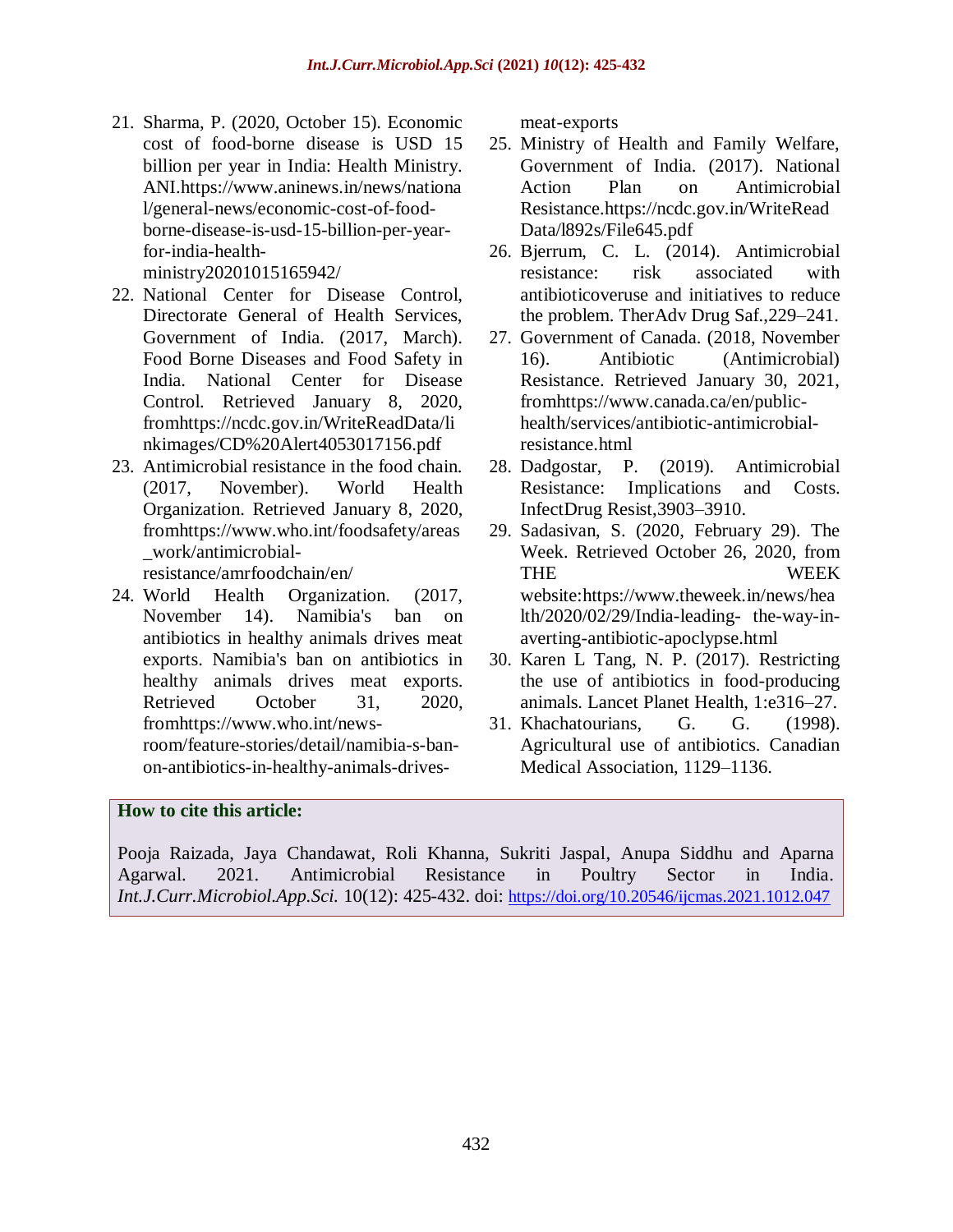21. Sharma, P. (2020, October 15). Economic cost of food-borne disease is USD 15 billion per year in India: Health Ministry. ANI.https://www.aninews.in/news/national/general-news/economic-cost-of-food-borne-disease-is-usd-15-billion-per-year-for-india-health-ministry20201015165942/
22. National Center for Disease Control, Directorate General of Health Services, Government of India. (2017, March). Food Borne Diseases and Food Safety in India. National Center for Disease Control. Retrieved January 8, 2020, fromhttps://ncdc.gov.in/WriteReadData/linkimages/CD%20Alert4053017156.pdf
23. Antimicrobial resistance in the food chain. (2017, November). World Health Organization. Retrieved January 8, 2020, fromhttps://www.who.int/foodsafety/areas_work/antimicrobial-resistance/amrfoodchain/en/
24. World Health Organization. (2017, November 14). Namibia's ban on antibiotics in healthy animals drives meat exports. Namibia's ban on antibiotics in healthy animals drives meat exports. Retrieved October 31, 2020, fromhttps://www.who.int/news-room/feature-stories/detail/namibia-s-ban-on-antibiotics-in-healthy-animals-drives-meat-exports
25. Ministry of Health and Family Welfare, Government of India. (2017). National Action Plan on Antimicrobial Resistance.https://ncdc.gov.in/WriteReadData/l892s/File645.pdf
26. Bjerrum, C. L. (2014). Antimicrobial resistance: risk associated with antibioticoveruse and initiatives to reduce the problem. TherAdv Drug Saf.,229–241.
27. Government of Canada. (2018, November 16). Antibiotic (Antimicrobial) Resistance. Retrieved January 30, 2021, fromhttps://www.canada.ca/en/public-health/services/antibiotic-antimicrobial-resistance.html
28. Dadgostar, P. (2019). Antimicrobial Resistance: Implications and Costs. InfectDrug Resist,3903–3910.
29. Sadasivan, S. (2020, February 29). The Week. Retrieved October 26, 2020, from THE WEEK website:https://www.theweek.in/news/health/2020/02/29/India-leading- the-way-in-averting-antibiotic-apoclypse.html
30. Karen L Tang, N. P. (2017). Restricting the use of antibiotics in food-producing animals. Lancet Planet Health, 1:e316–27.
31. Khachatourians, G. G. (1998). Agricultural use of antibiotics. Canadian Medical Association, 1129–1136.

**How to cite this article:**

Pooja Raizada, Jaya Chandawat, Roli Khanna, Sukriti Jaspal, Anupa Siddhu and Aparna Agarwal. 2021. Antimicrobial Resistance in Poultry Sector in India. *Int.J.Curr.Microbiol.App.Sci.* 10(12): 425-432. doi: https://doi.org/10.20546/ijcmas.2021.1012.047